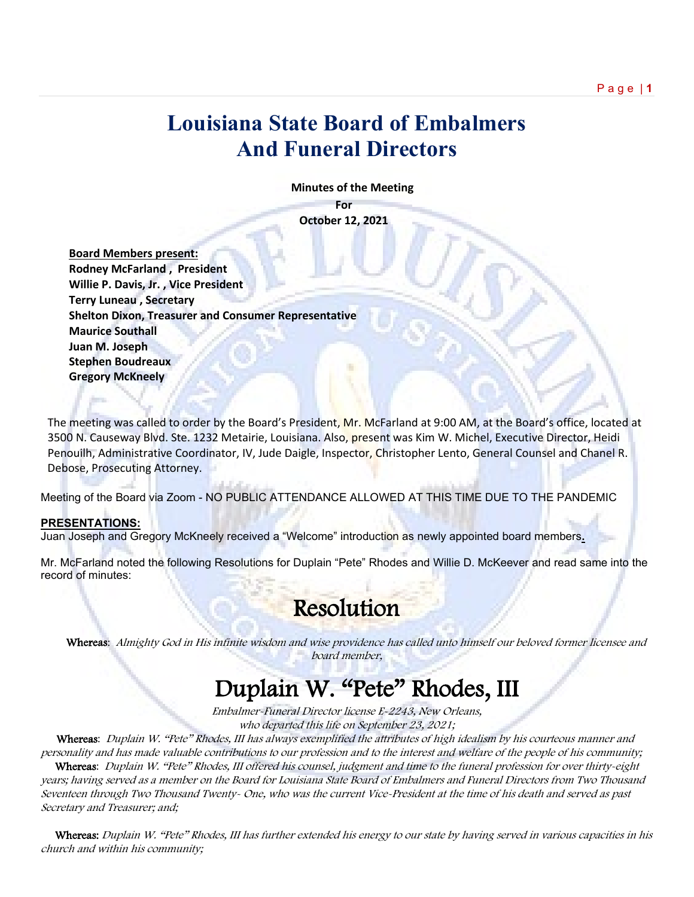# Louisiana State Board of Embalmers And Funeral Directors

**Minutes of the Meeting**

**For**

**October 12, 2021**

**Board Members present:**
**Rodney McFarland , President**
**Willie P. Davis, Jr. , Vice President**
**Terry Luneau , Secretary**
**Shelton Dixon, Treasurer and Consumer Representative**
**Maurice Southall**
**Juan M. Joseph**
**Stephen Boudreaux**
**Gregory McKneely**

The meeting was called to order by the Board's President, Mr. McFarland at 9:00 AM, at the Board's office, located at 3500 N. Causeway Blvd. Ste. 1232 Metairie, Louisiana. Also, present was Kim W. Michel, Executive Director, Heidi Penouilh, Administrative Coordinator, IV, Jude Daigle, Inspector, Christopher Lento, General Counsel and Chanel R. Debose, Prosecuting Attorney.

Meeting of the Board via Zoom - NO PUBLIC ATTENDANCE ALLOWED AT THIS TIME DUE TO THE PANDEMIC

**PRESENTATIONS:**

Juan Joseph and Gregory McKneely received a "Welcome" introduction as newly appointed board members.

Mr. McFarland noted the following Resolutions for Duplain "Pete" Rhodes and Willie D. McKeever and read same into the record of minutes:

## Resolution

**Whereas**: *Almighty God in His infinite wisdom and wise providence has called unto himself our beloved former licensee and board member,*

## Duplain W. "Pete" Rhodes, III

*Embalmer-Funeral Director license E-2243, New Orleans, who departed this life on September 23, 2021;*

**Whereas**: *Duplain W. "Pete" Rhodes, III has always exemplified the attributes of high idealism by his courteous manner and personality and has made valuable contributions to our profession and to the interest and welfare of the people of his community;*

**Whereas**: *Duplain W. "Pete" Rhodes, III offered his counsel, judgment and time to the funeral profession for over thirty-eight years; having served as a member on the Board for Louisiana State Board of Embalmers and Funeral Directors from Two Thousand Seventeen through Two Thousand Twenty- One, who was the current Vice-President at the time of his death and served as past Secretary and Treasurer; and;*

**Whereas:** *Duplain W. "Pete" Rhodes, III has further extended his energy to our state by having served in various capacities in his church and within his community;*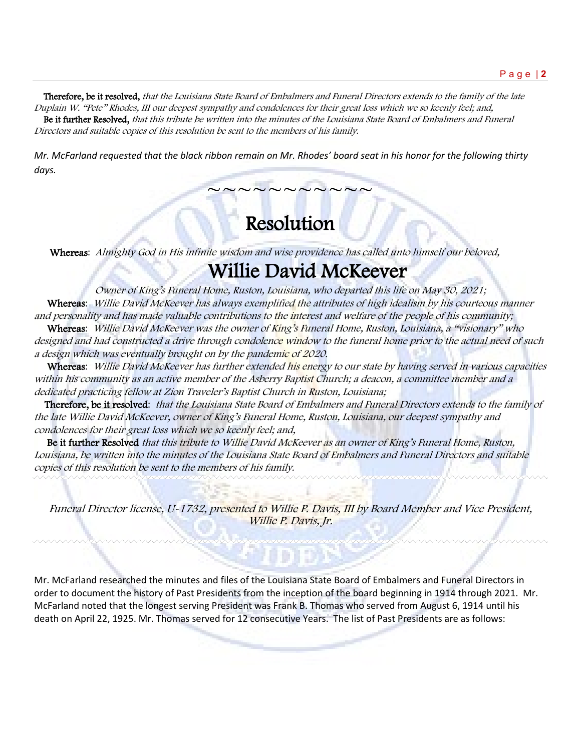**Therefore, be it resolved,** *that the Louisiana State Board of Embalmers and Funeral Directors extends to the family of the late Duplain W. "Pete" Rhodes, III our deepest sympathy and condolences for their great loss which we so keenly feel; and,*

**Be it further Resolved,** *that this tribute be written into the minutes of the Louisiana State Board of Embalmers and Funeral Directors and suitable copies of this resolution be sent to the members of his family.*

*Mr. McFarland requested that the black ribbon remain on Mr. Rhodes' board seat in his honor for the following thirty days.*

~~~~~~~~~~~

# Resolution

**Whereas**: *Almighty God in His infinite wisdom and wise providence has called unto himself our beloved,*

## Willie David McKeever

*Owner of King's Funeral Home, Ruston, Louisiana, who departed this life on May 30, 2021;*

**Whereas**: *Willie David McKeever has always exemplified the attributes of high idealism by his courteous manner and personality and has made valuable contributions to the interest and welfare of the people of his community;*

**Whereas**: *Willie David McKeever was the owner of King's Funeral Home, Ruston, Louisiana, a "visionary" who designed and had constructed a drive through condolence window to the funeral home prior to the actual need of such a design which was eventually brought on by the pandemic of 2020.*

**Whereas**: *Willie David McKeever has further extended his energy to our state by having served in various capacities within his community as an active member of the Asberry Baptist Church; a deacon, a committee member and a dedicated practicing fellow at Zion Traveler's Baptist Church in Ruston, Louisiana;*

**Therefore, be it resolved**: *that the Louisiana State Board of Embalmers and Funeral Directors extends to the family of the late Willie David McKeever, owner of King's Funeral Home, Ruston, Louisiana, our deepest sympathy and condolences for their great loss which we so keenly feel; and,*

**Be it further Resolved** *that this tribute to Willie David McKeever as an owner of King's Funeral Home, Ruston, Louisiana, be written into the minutes of the Louisiana State Board of Embalmers and Funeral Directors and suitable copies of this resolution be sent to the members of his family.*

---

*Funeral Director license, U-1732, presented to Willie P. Davis, III by Board Member and Vice President, Willie P. Davis, Jr.*

---

Mr. McFarland researched the minutes and files of the Louisiana State Board of Embalmers and Funeral Directors in order to document the history of Past Presidents from the inception of the board beginning in 1914 through 2021. Mr. McFarland noted that the longest serving President was Frank B. Thomas who served from August 6, 1914 until his death on April 22, 1925. Mr. Thomas served for 12 consecutive Years. The list of Past Presidents are as follows: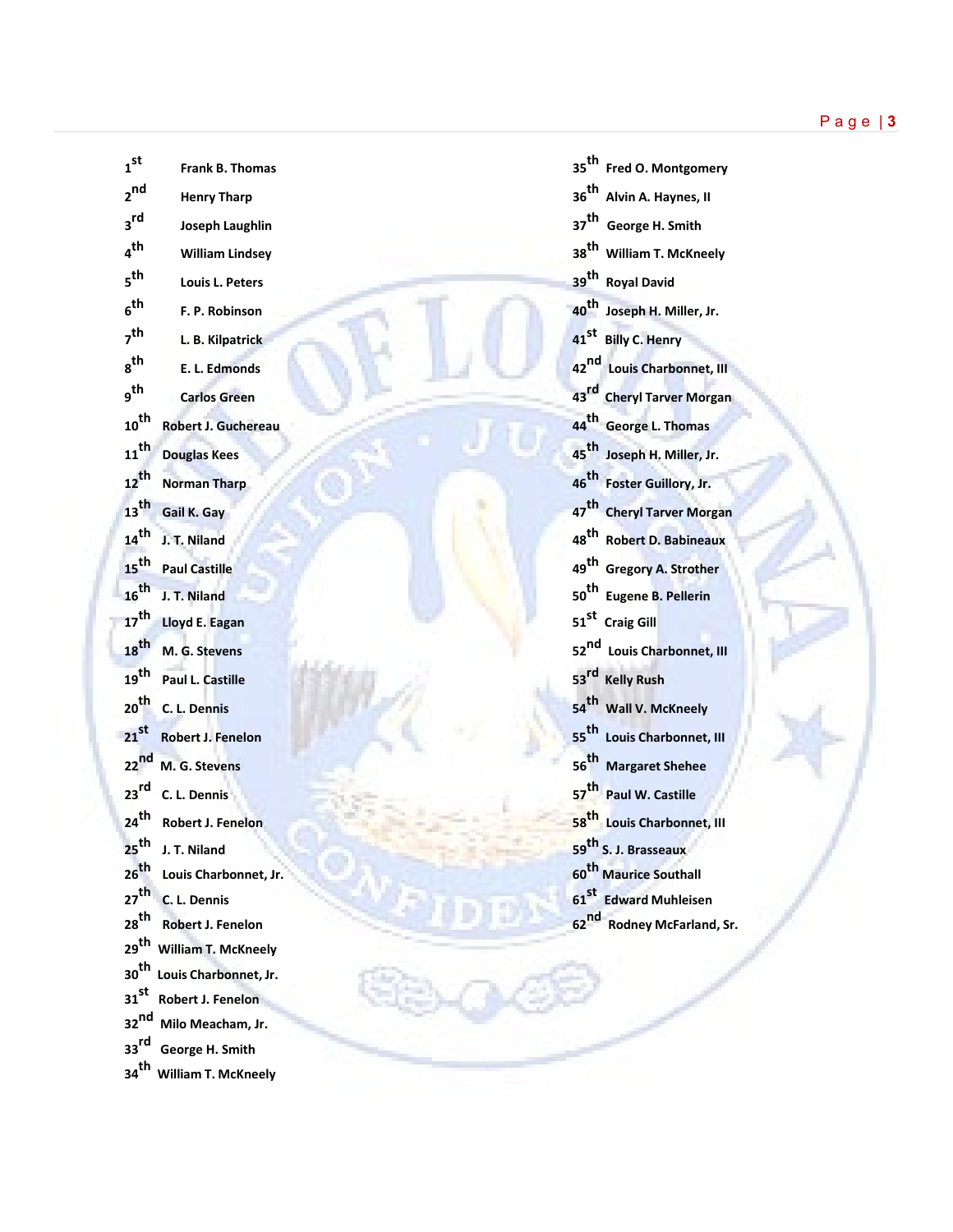1st Frank B. Thomas
2nd Henry Tharp
3rd Joseph Laughlin
4th William Lindsey
5th Louis L. Peters
6th F. P. Robinson
7th L. B. Kilpatrick
8th E. L. Edmonds
9th Carlos Green
10th Robert J. Guchereau
11th Douglas Kees
12th Norman Tharp
13th Gail K. Gay
14th J. T. Niland
15th Paul Castille
16th J. T. Niland
17th Lloyd E. Eagan
18th M. G. Stevens
19th Paul L. Castille
20th C. L. Dennis
21st Robert J. Fenelon
22nd M. G. Stevens
23rd C. L. Dennis
24th Robert J. Fenelon
25th J. T. Niland
26th Louis Charbonnet, Jr.
27th C. L. Dennis
28th Robert J. Fenelon
29th William T. McKneely
30th Louis Charbonnet, Jr.
31st Robert J. Fenelon
32nd Milo Meacham, Jr.
33rd George H. Smith
34th William T. McKneely
35th Fred O. Montgomery
36th Alvin A. Haynes, II
37th George H. Smith
38th William T. McKneely
39th Royal David
40th Joseph H. Miller, Jr.
41st Billy C. Henry
42nd Louis Charbonnet, III
43rd Cheryl Tarver Morgan
44th George L. Thomas
45th Joseph H. Miller, Jr.
46th Foster Guillory, Jr.
47th Cheryl Tarver Morgan
48th Robert D. Babineaux
49th Gregory A. Strother
50th Eugene B. Pellerin
51st Craig Gill
52nd Louis Charbonnet, III
53rd Kelly Rush
54th Wall V. McKneely
55th Louis Charbonnet, III
56th Margaret Shehee
57th Paul W. Castille
58th Louis Charbonnet, III
59th S. J. Brasseaux
60th Maurice Southall
61st Edward Muhleisen
62nd Rodney McFarland, Sr.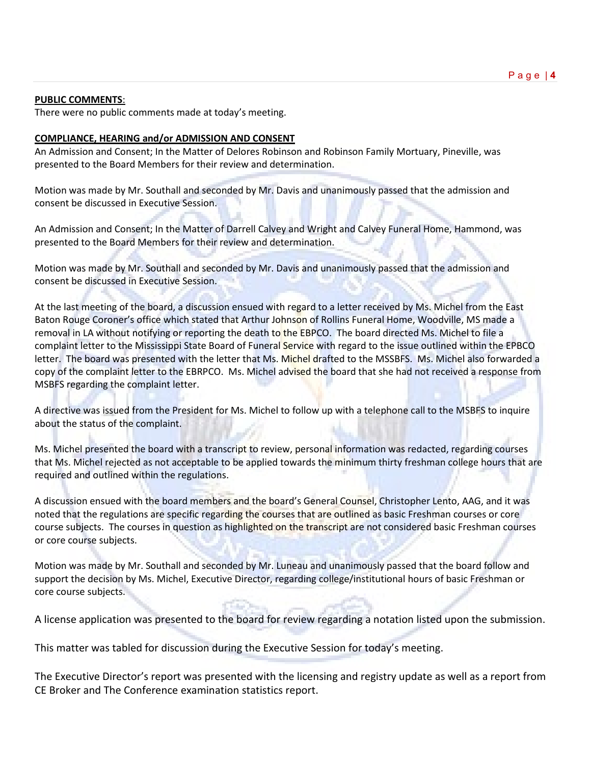**PUBLIC COMMENTS**:
There were no public comments made at today's meeting.

**COMPLIANCE, HEARING and/or ADMISSION AND CONSENT**
An Admission and Consent; In the Matter of Delores Robinson and Robinson Family Mortuary, Pineville, was presented to the Board Members for their review and determination.

Motion was made by Mr. Southall and seconded by Mr. Davis and unanimously passed that the admission and consent be discussed in Executive Session.

An Admission and Consent; In the Matter of Darrell Calvey and Wright and Calvey Funeral Home, Hammond, was presented to the Board Members for their review and determination.

Motion was made by Mr. Southall and seconded by Mr. Davis and unanimously passed that the admission and consent be discussed in Executive Session.

At the last meeting of the board, a discussion ensued with regard to a letter received by Ms. Michel from the East Baton Rouge Coroner's office which stated that Arthur Johnson of Rollins Funeral Home, Woodville, MS made a removal in LA without notifying or reporting the death to the EBPCO. The board directed Ms. Michel to file a complaint letter to the Mississippi State Board of Funeral Service with regard to the issue outlined within the EPBCO letter. The board was presented with the letter that Ms. Michel drafted to the MSSBFS. Ms. Michel also forwarded a copy of the complaint letter to the EBRPCO. Ms. Michel advised the board that she had not received a response from MSBFS regarding the complaint letter.

A directive was issued from the President for Ms. Michel to follow up with a telephone call to the MSBFS to inquire about the status of the complaint.

Ms. Michel presented the board with a transcript to review, personal information was redacted, regarding courses that Ms. Michel rejected as not acceptable to be applied towards the minimum thirty freshman college hours that are required and outlined within the regulations.

A discussion ensued with the board members and the board's General Counsel, Christopher Lento, AAG, and it was noted that the regulations are specific regarding the courses that are outlined as basic Freshman courses or core course subjects. The courses in question as highlighted on the transcript are not considered basic Freshman courses or core course subjects.

Motion was made by Mr. Southall and seconded by Mr. Luneau and unanimously passed that the board follow and support the decision by Ms. Michel, Executive Director, regarding college/institutional hours of basic Freshman or core course subjects.

A license application was presented to the board for review regarding a notation listed upon the submission.

This matter was tabled for discussion during the Executive Session for today's meeting.

The Executive Director's report was presented with the licensing and registry update as well as a report from CE Broker and The Conference examination statistics report.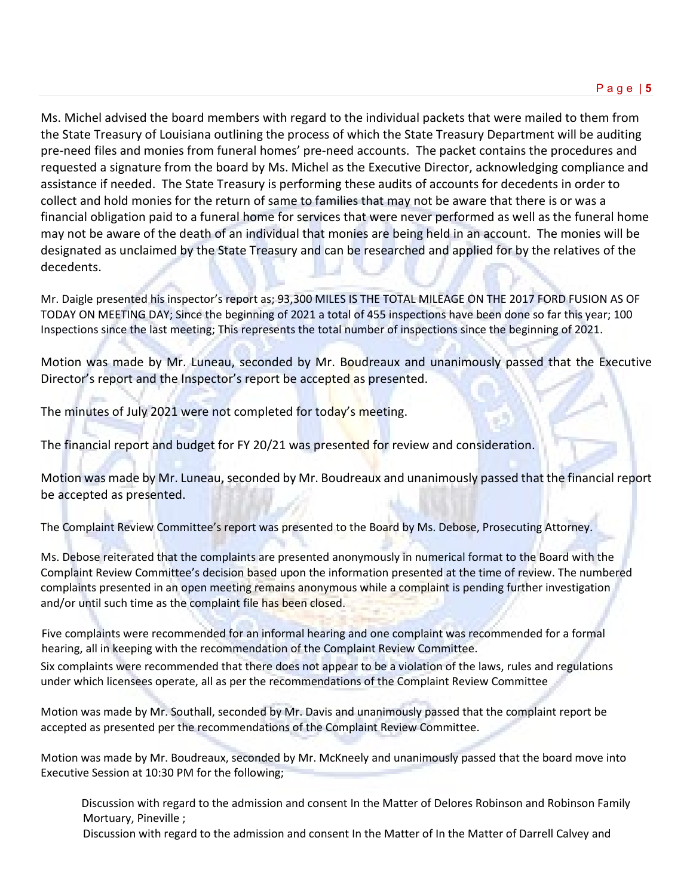Ms. Michel advised the board members with regard to the individual packets that were mailed to them from the State Treasury of Louisiana outlining the process of which the State Treasury Department will be auditing pre-need files and monies from funeral homes' pre-need accounts. The packet contains the procedures and requested a signature from the board by Ms. Michel as the Executive Director, acknowledging compliance and assistance if needed. The State Treasury is performing these audits of accounts for decedents in order to collect and hold monies for the return of same to families that may not be aware that there is or was a financial obligation paid to a funeral home for services that were never performed as well as the funeral home may not be aware of the death of an individual that monies are being held in an account. The monies will be designated as unclaimed by the State Treasury and can be researched and applied for by the relatives of the decedents.

Mr. Daigle presented his inspector's report as; 93,300 MILES IS THE TOTAL MILEAGE ON THE 2017 FORD FUSION AS OF TODAY ON MEETING DAY; Since the beginning of 2021 a total of 455 inspections have been done so far this year; 100 Inspections since the last meeting; This represents the total number of inspections since the beginning of 2021.

Motion was made by Mr. Luneau, seconded by Mr. Boudreaux and unanimously passed that the Executive Director's report and the Inspector's report be accepted as presented.

The minutes of July 2021 were not completed for today's meeting.

The financial report and budget for FY 20/21 was presented for review and consideration.

Motion was made by Mr. Luneau, seconded by Mr. Boudreaux and unanimously passed that the financial report be accepted as presented.

The Complaint Review Committee's report was presented to the Board by Ms. Debose, Prosecuting Attorney.

Ms. Debose reiterated that the complaints are presented anonymously in numerical format to the Board with the Complaint Review Committee's decision based upon the information presented at the time of review. The numbered complaints presented in an open meeting remains anonymous while a complaint is pending further investigation and/or until such time as the complaint file has been closed.

Five complaints were recommended for an informal hearing and one complaint was recommended for a formal hearing, all in keeping with the recommendation of the Complaint Review Committee.

Six complaints were recommended that there does not appear to be a violation of the laws, rules and regulations under which licensees operate, all as per the recommendations of the Complaint Review Committee

Motion was made by Mr. Southall, seconded by Mr. Davis and unanimously passed that the complaint report be accepted as presented per the recommendations of the Complaint Review Committee.

Motion was made by Mr. Boudreaux, seconded by Mr. McKneely and unanimously passed that the board move into Executive Session at 10:30 PM for the following;

Discussion with regard to the admission and consent In the Matter of Delores Robinson and Robinson Family Mortuary, Pineville ;

Discussion with regard to the admission and consent In the Matter of In the Matter of Darrell Calvey and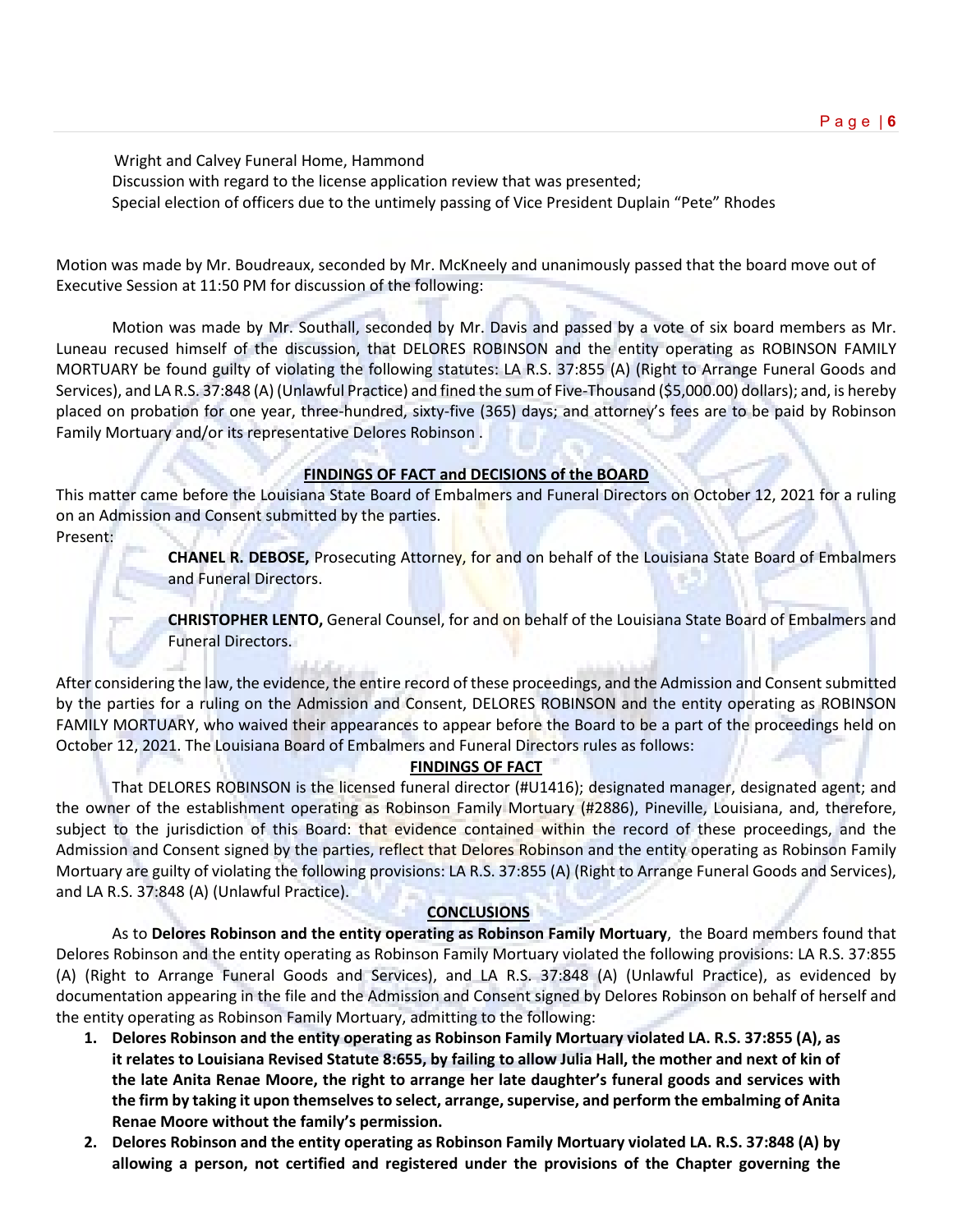Wright and Calvey Funeral Home, Hammond
Discussion with regard to the license application review that was presented;
Special election of officers due to the untimely passing of Vice President Duplain "Pete" Rhodes

Motion was made by Mr. Boudreaux, seconded by Mr. McKneely and unanimously passed that the board move out of Executive Session at 11:50 PM for discussion of the following:

Motion was made by Mr. Southall, seconded by Mr. Davis and passed by a vote of six board members as Mr. Luneau recused himself of the discussion, that DELORES ROBINSON and the entity operating as ROBINSON FAMILY MORTUARY be found guilty of violating the following statutes: LA R.S. 37:855 (A) (Right to Arrange Funeral Goods and Services), and LA R.S. 37:848 (A) (Unlawful Practice) and fined the sum of Five-Thousand ($5,000.00) dollars; and, is hereby placed on probation for one year, three-hundred, sixty-five (365) days; and attorney's fees are to be paid by Robinson Family Mortuary and/or its representative Delores Robinson .

**FINDINGS OF FACT and DECISIONS of the BOARD**

This matter came before the Louisiana State Board of Embalmers and Funeral Directors on October 12, 2021 for a ruling on an Admission and Consent submitted by the parties.
Present:

**CHANEL R. DEBOSE,** Prosecuting Attorney, for and on behalf of the Louisiana State Board of Embalmers and Funeral Directors.

**CHRISTOPHER LENTO,** General Counsel, for and on behalf of the Louisiana State Board of Embalmers and Funeral Directors.

After considering the law, the evidence, the entire record of these proceedings, and the Admission and Consent submitted by the parties for a ruling on the Admission and Consent, DELORES ROBINSON and the entity operating as ROBINSON FAMILY MORTUARY, who waived their appearances to appear before the Board to be a part of the proceedings held on October 12, 2021. The Louisiana Board of Embalmers and Funeral Directors rules as follows:

**FINDINGS OF FACT**

That DELORES ROBINSON is the licensed funeral director (#U1416); designated manager, designated agent; and the owner of the establishment operating as Robinson Family Mortuary (#2886), Pineville, Louisiana, and, therefore, subject to the jurisdiction of this Board: that evidence contained within the record of these proceedings, and the Admission and Consent signed by the parties, reflect that Delores Robinson and the entity operating as Robinson Family Mortuary are guilty of violating the following provisions: LA R.S. 37:855 (A) (Right to Arrange Funeral Goods and Services), and LA R.S. 37:848 (A) (Unlawful Practice).

**CONCLUSIONS**

As to **Delores Robinson and the entity operating as Robinson Family Mortuary**, the Board members found that Delores Robinson and the entity operating as Robinson Family Mortuary violated the following provisions: LA R.S. 37:855 (A) (Right to Arrange Funeral Goods and Services), and LA R.S. 37:848 (A) (Unlawful Practice), as evidenced by documentation appearing in the file and the Admission and Consent signed by Delores Robinson on behalf of herself and the entity operating as Robinson Family Mortuary, admitting to the following:

1. **Delores Robinson and the entity operating as Robinson Family Mortuary violated LA. R.S. 37:855 (A), as it relates to Louisiana Revised Statute 8:655, by failing to allow Julia Hall, the mother and next of kin of the late Anita Renae Moore, the right to arrange her late daughter's funeral goods and services with the firm by taking it upon themselves to select, arrange, supervise, and perform the embalming of Anita Renae Moore without the family's permission.**
2. **Delores Robinson and the entity operating as Robinson Family Mortuary violated LA. R.S. 37:848 (A) by allowing a person, not certified and registered under the provisions of the Chapter governing the**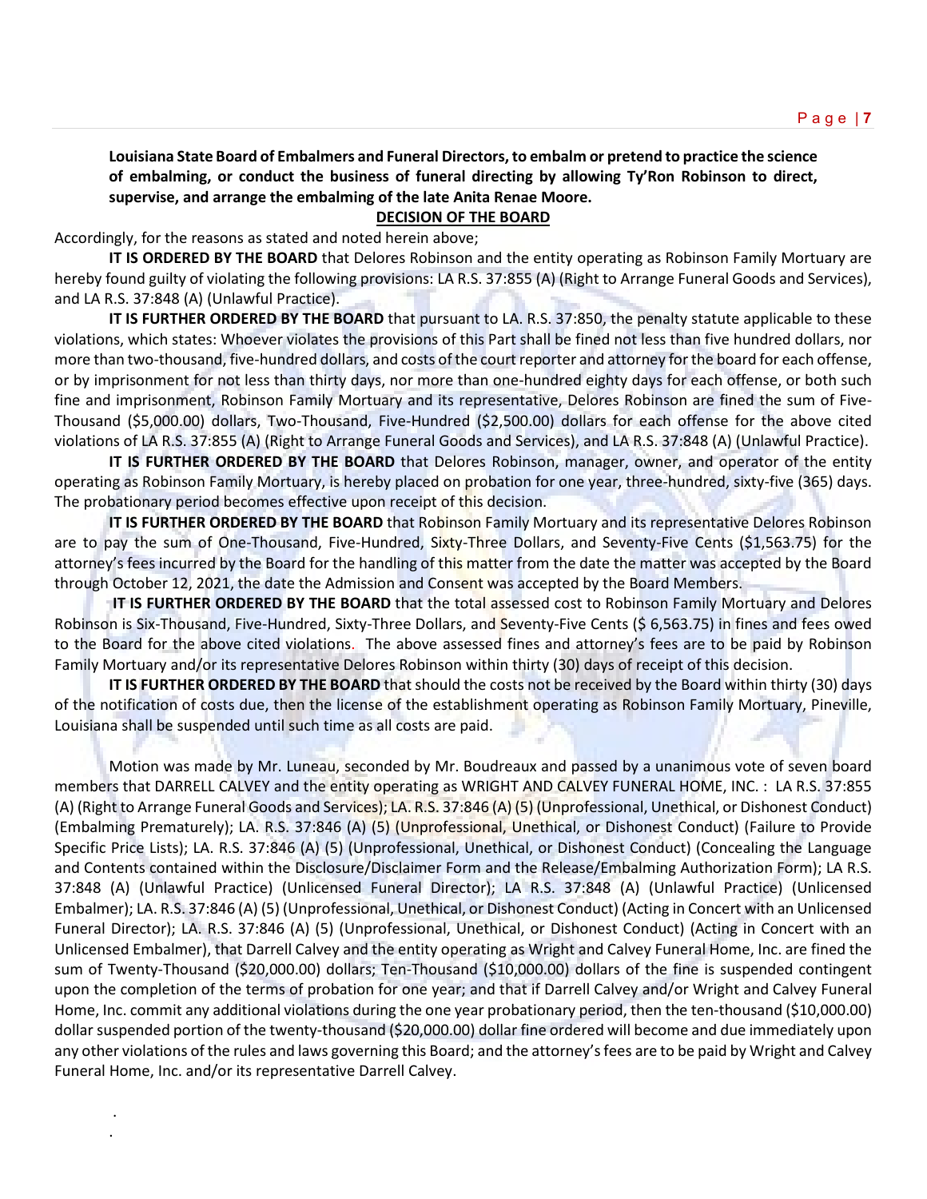**Louisiana State Board of Embalmers and Funeral Directors, to embalm or pretend to practice the science of embalming, or conduct the business of funeral directing by allowing Ty'Ron Robinson to direct, supervise, and arrange the embalming of the late Anita Renae Moore.**

**DECISION OF THE BOARD**

Accordingly, for the reasons as stated and noted herein above;

**IT IS ORDERED BY THE BOARD** that Delores Robinson and the entity operating as Robinson Family Mortuary are hereby found guilty of violating the following provisions: LA R.S. 37:855 (A) (Right to Arrange Funeral Goods and Services), and LA R.S. 37:848 (A) (Unlawful Practice).

**IT IS FURTHER ORDERED BY THE BOARD** that pursuant to LA. R.S. 37:850, the penalty statute applicable to these violations, which states: Whoever violates the provisions of this Part shall be fined not less than five hundred dollars, nor more than two-thousand, five-hundred dollars, and costs of the court reporter and attorney for the board for each offense, or by imprisonment for not less than thirty days, nor more than one-hundred eighty days for each offense, or both such fine and imprisonment, Robinson Family Mortuary and its representative, Delores Robinson are fined the sum of Five-Thousand ($5,000.00) dollars, Two-Thousand, Five-Hundred ($2,500.00) dollars for each offense for the above cited violations of LA R.S. 37:855 (A) (Right to Arrange Funeral Goods and Services), and LA R.S. 37:848 (A) (Unlawful Practice).

**IT IS FURTHER ORDERED BY THE BOARD** that Delores Robinson, manager, owner, and operator of the entity operating as Robinson Family Mortuary, is hereby placed on probation for one year, three-hundred, sixty-five (365) days. The probationary period becomes effective upon receipt of this decision.

**IT IS FURTHER ORDERED BY THE BOARD** that Robinson Family Mortuary and its representative Delores Robinson are to pay the sum of One-Thousand, Five-Hundred, Sixty-Three Dollars, and Seventy-Five Cents ($1,563.75) for the attorney's fees incurred by the Board for the handling of this matter from the date the matter was accepted by the Board through October 12, 2021, the date the Admission and Consent was accepted by the Board Members.

**IT IS FURTHER ORDERED BY THE BOARD** that the total assessed cost to Robinson Family Mortuary and Delores Robinson is Six-Thousand, Five-Hundred, Sixty-Three Dollars, and Seventy-Five Cents ($ 6,563.75) in fines and fees owed to the Board for the above cited violations. The above assessed fines and attorney's fees are to be paid by Robinson Family Mortuary and/or its representative Delores Robinson within thirty (30) days of receipt of this decision.

**IT IS FURTHER ORDERED BY THE BOARD** that should the costs not be received by the Board within thirty (30) days of the notification of costs due, then the license of the establishment operating as Robinson Family Mortuary, Pineville, Louisiana shall be suspended until such time as all costs are paid.

Motion was made by Mr. Luneau, seconded by Mr. Boudreaux and passed by a unanimous vote of seven board members that DARRELL CALVEY and the entity operating as WRIGHT AND CALVEY FUNERAL HOME, INC. : LA R.S. 37:855 (A) (Right to Arrange Funeral Goods and Services); LA. R.S. 37:846 (A) (5) (Unprofessional, Unethical, or Dishonest Conduct) (Embalming Prematurely); LA. R.S. 37:846 (A) (5) (Unprofessional, Unethical, or Dishonest Conduct) (Failure to Provide Specific Price Lists); LA. R.S. 37:846 (A) (5) (Unprofessional, Unethical, or Dishonest Conduct) (Concealing the Language and Contents contained within the Disclosure/Disclaimer Form and the Release/Embalming Authorization Form); LA R.S. 37:848 (A) (Unlawful Practice) (Unlicensed Funeral Director); LA R.S. 37:848 (A) (Unlawful Practice) (Unlicensed Embalmer); LA. R.S. 37:846 (A) (5) (Unprofessional, Unethical, or Dishonest Conduct) (Acting in Concert with an Unlicensed Funeral Director); LA. R.S. 37:846 (A) (5) (Unprofessional, Unethical, or Dishonest Conduct) (Acting in Concert with an Unlicensed Embalmer), that Darrell Calvey and the entity operating as Wright and Calvey Funeral Home, Inc. are fined the sum of Twenty-Thousand ($20,000.00) dollars; Ten-Thousand ($10,000.00) dollars of the fine is suspended contingent upon the completion of the terms of probation for one year; and that if Darrell Calvey and/or Wright and Calvey Funeral Home, Inc. commit any additional violations during the one year probationary period, then the ten-thousand ($10,000.00) dollar suspended portion of the twenty-thousand ($20,000.00) dollar fine ordered will become and due immediately upon any other violations of the rules and laws governing this Board; and the attorney's fees are to be paid by Wright and Calvey Funeral Home, Inc. and/or its representative Darrell Calvey.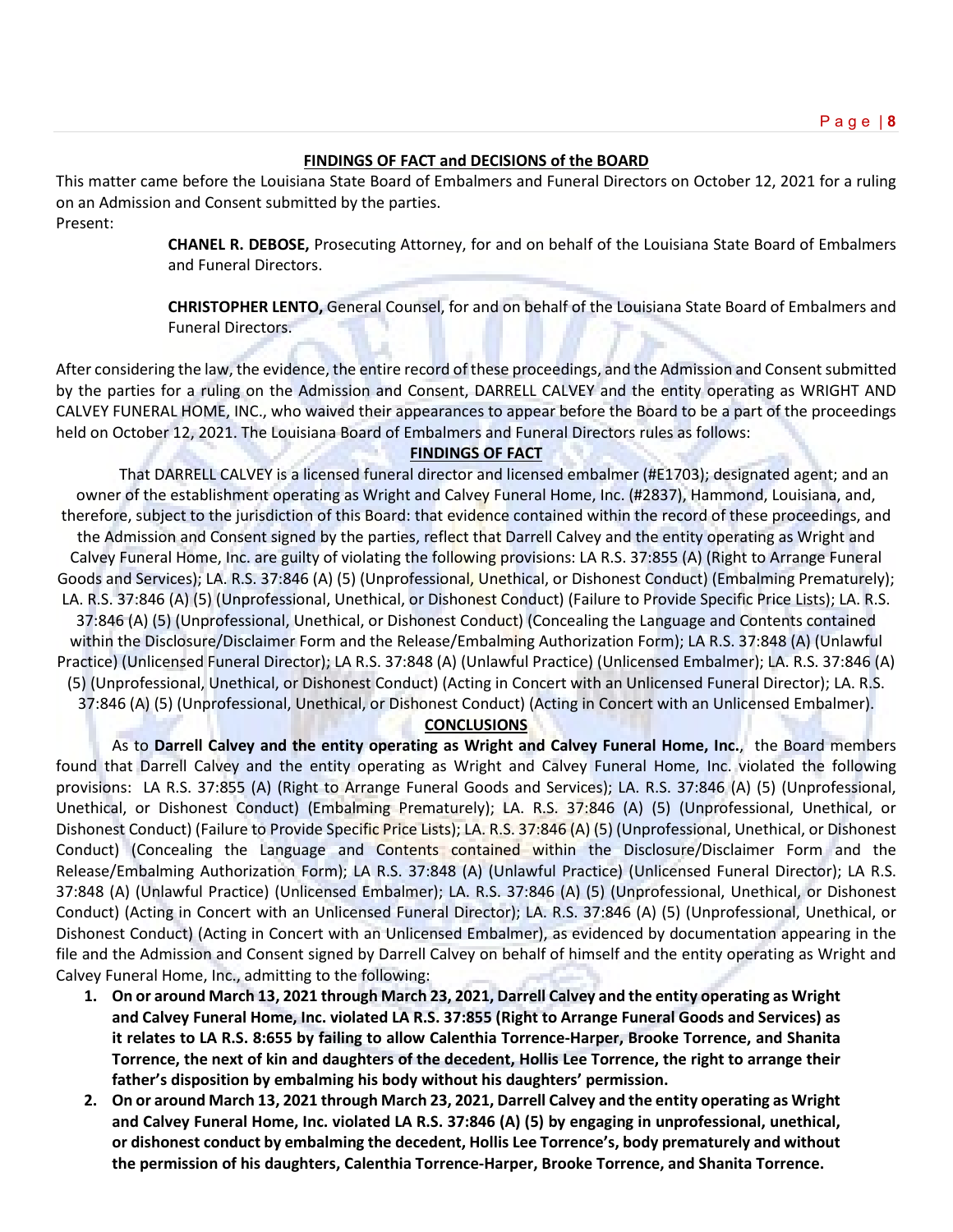**FINDINGS OF FACT and DECISIONS of the BOARD**

This matter came before the Louisiana State Board of Embalmers and Funeral Directors on October 12, 2021 for a ruling on an Admission and Consent submitted by the parties.

Present:

> **CHANEL R. DEBOSE,** Prosecuting Attorney, for and on behalf of the Louisiana State Board of Embalmers and Funeral Directors.
>
> **CHRISTOPHER LENTO,** General Counsel, for and on behalf of the Louisiana State Board of Embalmers and Funeral Directors.

After considering the law, the evidence, the entire record of these proceedings, and the Admission and Consent submitted by the parties for a ruling on the Admission and Consent, DARRELL CALVEY and the entity operating as WRIGHT AND CALVEY FUNERAL HOME, INC., who waived their appearances to appear before the Board to be a part of the proceedings held on October 12, 2021. The Louisiana Board of Embalmers and Funeral Directors rules as follows:

**FINDINGS OF FACT**

That DARRELL CALVEY is a licensed funeral director and licensed embalmer (#E1703); designated agent; and an owner of the establishment operating as Wright and Calvey Funeral Home, Inc. (#2837), Hammond, Louisiana, and, therefore, subject to the jurisdiction of this Board: that evidence contained within the record of these proceedings, and the Admission and Consent signed by the parties, reflect that Darrell Calvey and the entity operating as Wright and Calvey Funeral Home, Inc. are guilty of violating the following provisions: LA R.S. 37:855 (A) (Right to Arrange Funeral Goods and Services); LA. R.S. 37:846 (A) (5) (Unprofessional, Unethical, or Dishonest Conduct) (Embalming Prematurely); LA. R.S. 37:846 (A) (5) (Unprofessional, Unethical, or Dishonest Conduct) (Failure to Provide Specific Price Lists); LA. R.S. 37:846 (A) (5) (Unprofessional, Unethical, or Dishonest Conduct) (Concealing the Language and Contents contained within the Disclosure/Disclaimer Form and the Release/Embalming Authorization Form); LA R.S. 37:848 (A) (Unlawful Practice) (Unlicensed Funeral Director); LA R.S. 37:848 (A) (Unlawful Practice) (Unlicensed Embalmer); LA. R.S. 37:846 (A) (5) (Unprofessional, Unethical, or Dishonest Conduct) (Acting in Concert with an Unlicensed Funeral Director); LA. R.S. 37:846 (A) (5) (Unprofessional, Unethical, or Dishonest Conduct) (Acting in Concert with an Unlicensed Embalmer).

**CONCLUSIONS**

As to **Darrell Calvey and the entity operating as Wright and Calvey Funeral Home, Inc.**, the Board members found that Darrell Calvey and the entity operating as Wright and Calvey Funeral Home, Inc. violated the following provisions: LA R.S. 37:855 (A) (Right to Arrange Funeral Goods and Services); LA. R.S. 37:846 (A) (5) (Unprofessional, Unethical, or Dishonest Conduct) (Embalming Prematurely); LA. R.S. 37:846 (A) (5) (Unprofessional, Unethical, or Dishonest Conduct) (Failure to Provide Specific Price Lists); LA. R.S. 37:846 (A) (5) (Unprofessional, Unethical, or Dishonest Conduct) (Concealing the Language and Contents contained within the Disclosure/Disclaimer Form and the Release/Embalming Authorization Form); LA R.S. 37:848 (A) (Unlawful Practice) (Unlicensed Funeral Director); LA R.S. 37:848 (A) (Unlawful Practice) (Unlicensed Embalmer); LA. R.S. 37:846 (A) (5) (Unprofessional, Unethical, or Dishonest Conduct) (Acting in Concert with an Unlicensed Funeral Director); LA. R.S. 37:846 (A) (5) (Unprofessional, Unethical, or Dishonest Conduct) (Acting in Concert with an Unlicensed Embalmer), as evidenced by documentation appearing in the file and the Admission and Consent signed by Darrell Calvey on behalf of himself and the entity operating as Wright and Calvey Funeral Home, Inc., admitting to the following:

1. **On or around March 13, 2021 through March 23, 2021, Darrell Calvey and the entity operating as Wright and Calvey Funeral Home, Inc. violated LA R.S. 37:855 (Right to Arrange Funeral Goods and Services) as it relates to LA R.S. 8:655 by failing to allow Calenthia Torrence-Harper, Brooke Torrence, and Shanita Torrence, the next of kin and daughters of the decedent, Hollis Lee Torrence, the right to arrange their father's disposition by embalming his body without his daughters' permission.**
2. **On or around March 13, 2021 through March 23, 2021, Darrell Calvey and the entity operating as Wright and Calvey Funeral Home, Inc. violated LA R.S. 37:846 (A) (5) by engaging in unprofessional, unethical, or dishonest conduct by embalming the decedent, Hollis Lee Torrence's, body prematurely and without the permission of his daughters, Calenthia Torrence-Harper, Brooke Torrence, and Shanita Torrence.**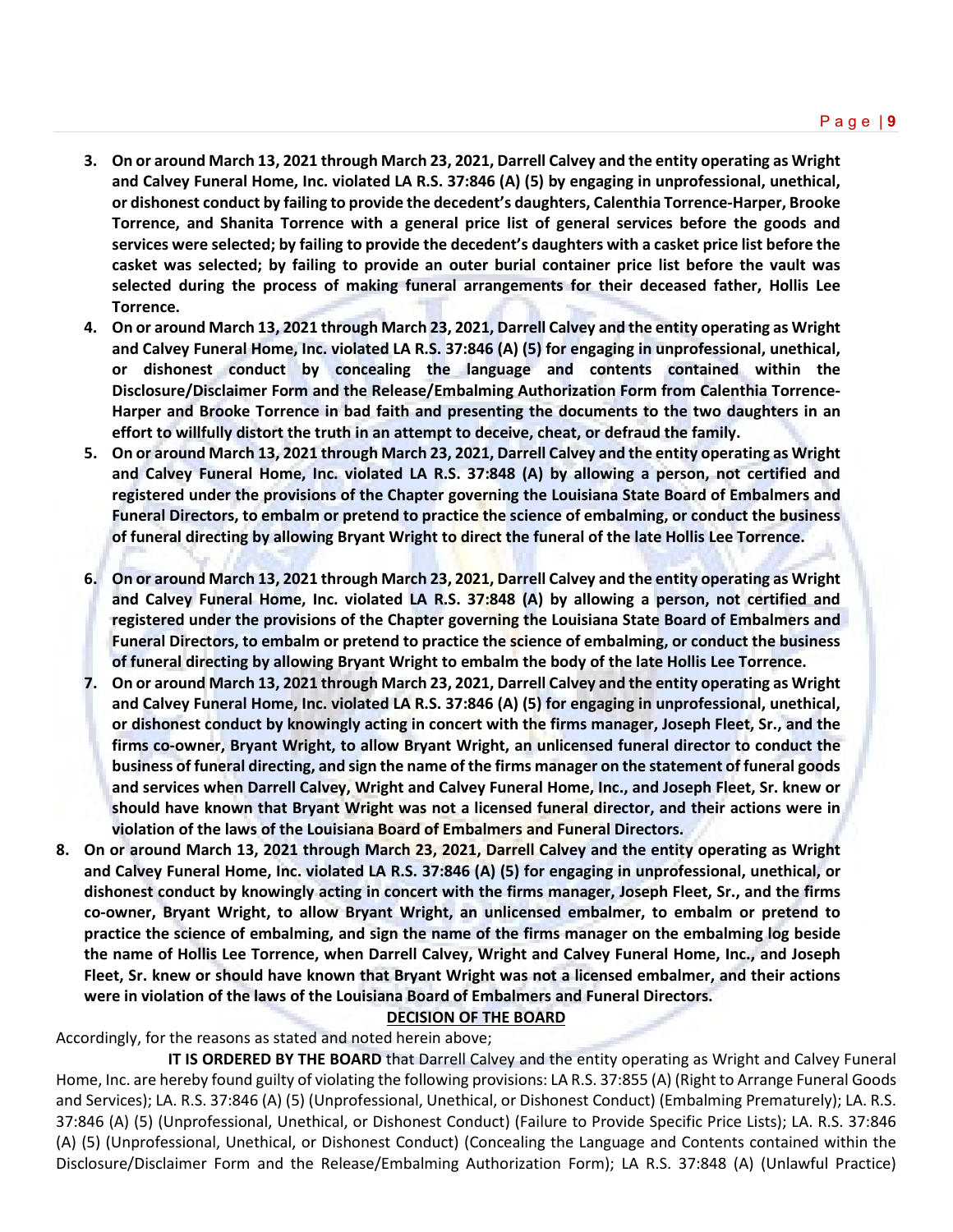3. **On or around March 13, 2021 through March 23, 2021, Darrell Calvey and the entity operating as Wright and Calvey Funeral Home, Inc. violated LA R.S. 37:846 (A) (5) by engaging in unprofessional, unethical, or dishonest conduct by failing to provide the decedent's daughters, Calenthia Torrence-Harper, Brooke Torrence, and Shanita Torrence with a general price list of general services before the goods and services were selected; by failing to provide the decedent's daughters with a casket price list before the casket was selected; by failing to provide an outer burial container price list before the vault was selected during the process of making funeral arrangements for their deceased father, Hollis Lee Torrence.**
4. **On or around March 13, 2021 through March 23, 2021, Darrell Calvey and the entity operating as Wright and Calvey Funeral Home, Inc. violated LA R.S. 37:846 (A) (5) for engaging in unprofessional, unethical, or dishonest conduct by concealing the language and contents contained within the Disclosure/Disclaimer Form and the Release/Embalming Authorization Form from Calenthia Torrence-Harper and Brooke Torrence in bad faith and presenting the documents to the two daughters in an effort to willfully distort the truth in an attempt to deceive, cheat, or defraud the family.**
5. **On or around March 13, 2021 through March 23, 2021, Darrell Calvey and the entity operating as Wright and Calvey Funeral Home, Inc. violated LA R.S. 37:848 (A) by allowing a person, not certified and registered under the provisions of the Chapter governing the Louisiana State Board of Embalmers and Funeral Directors, to embalm or pretend to practice the science of embalming, or conduct the business of funeral directing by allowing Bryant Wright to direct the funeral of the late Hollis Lee Torrence.**
6. **On or around March 13, 2021 through March 23, 2021, Darrell Calvey and the entity operating as Wright and Calvey Funeral Home, Inc. violated LA R.S. 37:848 (A) by allowing a person, not certified and registered under the provisions of the Chapter governing the Louisiana State Board of Embalmers and Funeral Directors, to embalm or pretend to practice the science of embalming, or conduct the business of funeral directing by allowing Bryant Wright to embalm the body of the late Hollis Lee Torrence.**
7. **On or around March 13, 2021 through March 23, 2021, Darrell Calvey and the entity operating as Wright and Calvey Funeral Home, Inc. violated LA R.S. 37:846 (A) (5) for engaging in unprofessional, unethical, or dishonest conduct by knowingly acting in concert with the firms manager, Joseph Fleet, Sr., and the firms co-owner, Bryant Wright, to allow Bryant Wright, an unlicensed funeral director to conduct the business of funeral directing, and sign the name of the firms manager on the statement of funeral goods and services when Darrell Calvey, Wright and Calvey Funeral Home, Inc., and Joseph Fleet, Sr. knew or should have known that Bryant Wright was not a licensed funeral director, and their actions were in violation of the laws of the Louisiana Board of Embalmers and Funeral Directors.**
8. **On or around March 13, 2021 through March 23, 2021, Darrell Calvey and the entity operating as Wright and Calvey Funeral Home, Inc. violated LA R.S. 37:846 (A) (5) for engaging in unprofessional, unethical, or dishonest conduct by knowingly acting in concert with the firms manager, Joseph Fleet, Sr., and the firms co-owner, Bryant Wright, to allow Bryant Wright, an unlicensed embalmer, to embalm or pretend to practice the science of embalming, and sign the name of the firms manager on the embalming log beside the name of Hollis Lee Torrence, when Darrell Calvey, Wright and Calvey Funeral Home, Inc., and Joseph Fleet, Sr. knew or should have known that Bryant Wright was not a licensed embalmer, and their actions were in violation of the laws of the Louisiana Board of Embalmers and Funeral Directors.**

## DECISION OF THE BOARD

Accordingly, for the reasons as stated and noted herein above;

**IT IS ORDERED BY THE BOARD** that Darrell Calvey and the entity operating as Wright and Calvey Funeral Home, Inc. are hereby found guilty of violating the following provisions: LA R.S. 37:855 (A) (Right to Arrange Funeral Goods and Services); LA. R.S. 37:846 (A) (5) (Unprofessional, Unethical, or Dishonest Conduct) (Embalming Prematurely); LA. R.S. 37:846 (A) (5) (Unprofessional, Unethical, or Dishonest Conduct) (Failure to Provide Specific Price Lists); LA. R.S. 37:846 (A) (5) (Unprofessional, Unethical, or Dishonest Conduct) (Concealing the Language and Contents contained within the Disclosure/Disclaimer Form and the Release/Embalming Authorization Form); LA R.S. 37:848 (A) (Unlawful Practice)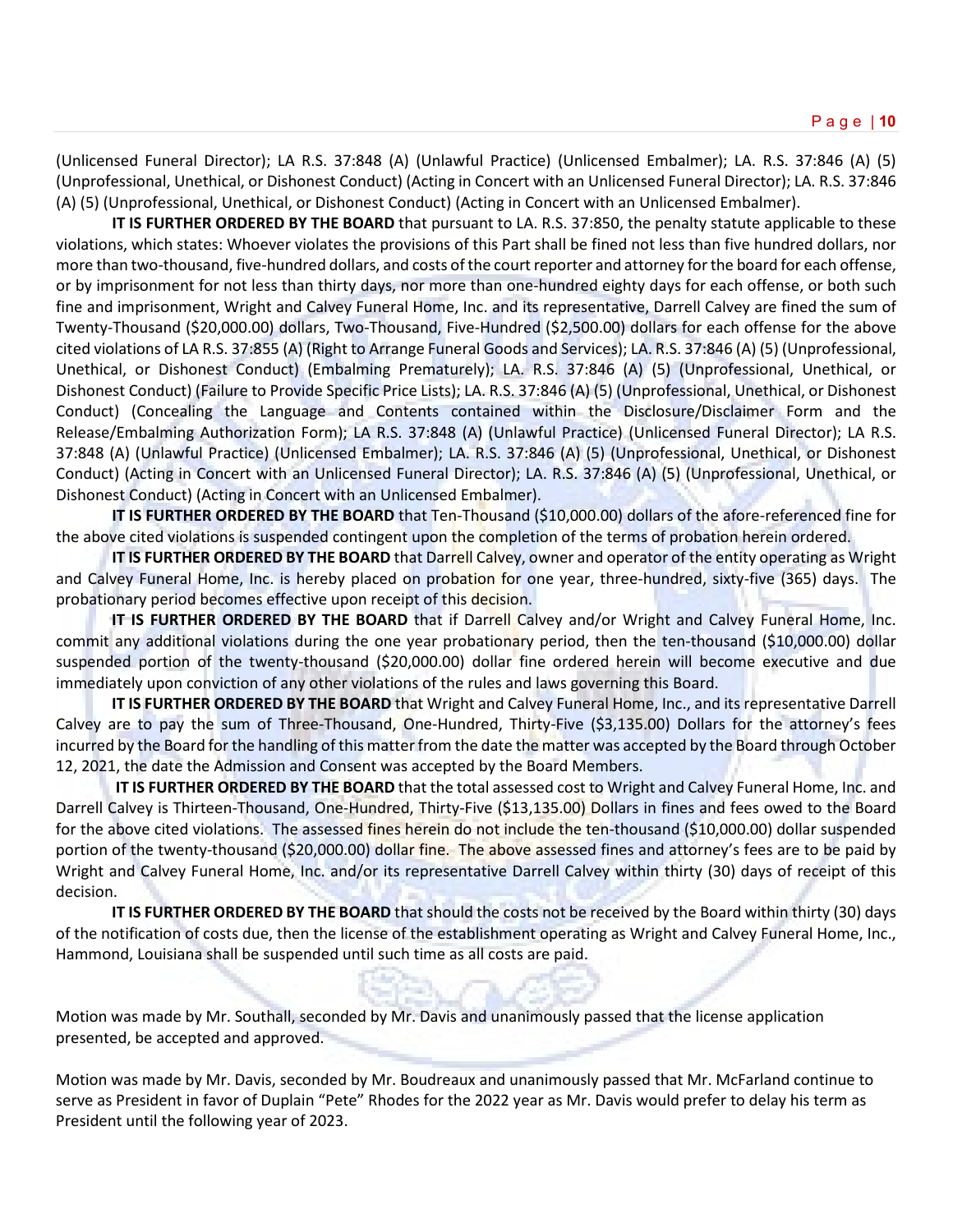(Unlicensed Funeral Director); LA R.S. 37:848 (A) (Unlawful Practice) (Unlicensed Embalmer); LA. R.S. 37:846 (A) (5) (Unprofessional, Unethical, or Dishonest Conduct) (Acting in Concert with an Unlicensed Funeral Director); LA. R.S. 37:846 (A) (5) (Unprofessional, Unethical, or Dishonest Conduct) (Acting in Concert with an Unlicensed Embalmer).

**IT IS FURTHER ORDERED BY THE BOARD** that pursuant to LA. R.S. 37:850, the penalty statute applicable to these violations, which states: Whoever violates the provisions of this Part shall be fined not less than five hundred dollars, nor more than two-thousand, five-hundred dollars, and costs of the court reporter and attorney for the board for each offense, or by imprisonment for not less than thirty days, nor more than one-hundred eighty days for each offense, or both such fine and imprisonment, Wright and Calvey Funeral Home, Inc. and its representative, Darrell Calvey are fined the sum of Twenty-Thousand ($20,000.00) dollars, Two-Thousand, Five-Hundred ($2,500.00) dollars for each offense for the above cited violations of LA R.S. 37:855 (A) (Right to Arrange Funeral Goods and Services); LA. R.S. 37:846 (A) (5) (Unprofessional, Unethical, or Dishonest Conduct) (Embalming Prematurely); LA. R.S. 37:846 (A) (5) (Unprofessional, Unethical, or Dishonest Conduct) (Failure to Provide Specific Price Lists); LA. R.S. 37:846 (A) (5) (Unprofessional, Unethical, or Dishonest Conduct) (Concealing the Language and Contents contained within the Disclosure/Disclaimer Form and the Release/Embalming Authorization Form); LA R.S. 37:848 (A) (Unlawful Practice) (Unlicensed Funeral Director); LA R.S. 37:848 (A) (Unlawful Practice) (Unlicensed Embalmer); LA. R.S. 37:846 (A) (5) (Unprofessional, Unethical, or Dishonest Conduct) (Acting in Concert with an Unlicensed Funeral Director); LA. R.S. 37:846 (A) (5) (Unprofessional, Unethical, or Dishonest Conduct) (Acting in Concert with an Unlicensed Embalmer).

**IT IS FURTHER ORDERED BY THE BOARD** that Ten-Thousand ($10,000.00) dollars of the afore-referenced fine for the above cited violations is suspended contingent upon the completion of the terms of probation herein ordered.

**IT IS FURTHER ORDERED BY THE BOARD** that Darrell Calvey, owner and operator of the entity operating as Wright and Calvey Funeral Home, Inc. is hereby placed on probation for one year, three-hundred, sixty-five (365) days. The probationary period becomes effective upon receipt of this decision.

**IT IS FURTHER ORDERED BY THE BOARD** that if Darrell Calvey and/or Wright and Calvey Funeral Home, Inc. commit any additional violations during the one year probationary period, then the ten-thousand ($10,000.00) dollar suspended portion of the twenty-thousand ($20,000.00) dollar fine ordered herein will become executive and due immediately upon conviction of any other violations of the rules and laws governing this Board.

**IT IS FURTHER ORDERED BY THE BOARD** that Wright and Calvey Funeral Home, Inc., and its representative Darrell Calvey are to pay the sum of Three-Thousand, One-Hundred, Thirty-Five ($3,135.00) Dollars for the attorney's fees incurred by the Board for the handling of this matter from the date the matter was accepted by the Board through October 12, 2021, the date the Admission and Consent was accepted by the Board Members.

**IT IS FURTHER ORDERED BY THE BOARD** that the total assessed cost to Wright and Calvey Funeral Home, Inc. and Darrell Calvey is Thirteen-Thousand, One-Hundred, Thirty-Five ($13,135.00) Dollars in fines and fees owed to the Board for the above cited violations. The assessed fines herein do not include the ten-thousand ($10,000.00) dollar suspended portion of the twenty-thousand ($20,000.00) dollar fine. The above assessed fines and attorney's fees are to be paid by Wright and Calvey Funeral Home, Inc. and/or its representative Darrell Calvey within thirty (30) days of receipt of this decision.

**IT IS FURTHER ORDERED BY THE BOARD** that should the costs not be received by the Board within thirty (30) days of the notification of costs due, then the license of the establishment operating as Wright and Calvey Funeral Home, Inc., Hammond, Louisiana shall be suspended until such time as all costs are paid.

Motion was made by Mr. Southall, seconded by Mr. Davis and unanimously passed that the license application presented, be accepted and approved.

Motion was made by Mr. Davis, seconded by Mr. Boudreaux and unanimously passed that Mr. McFarland continue to serve as President in favor of Duplain "Pete" Rhodes for the 2022 year as Mr. Davis would prefer to delay his term as President until the following year of 2023.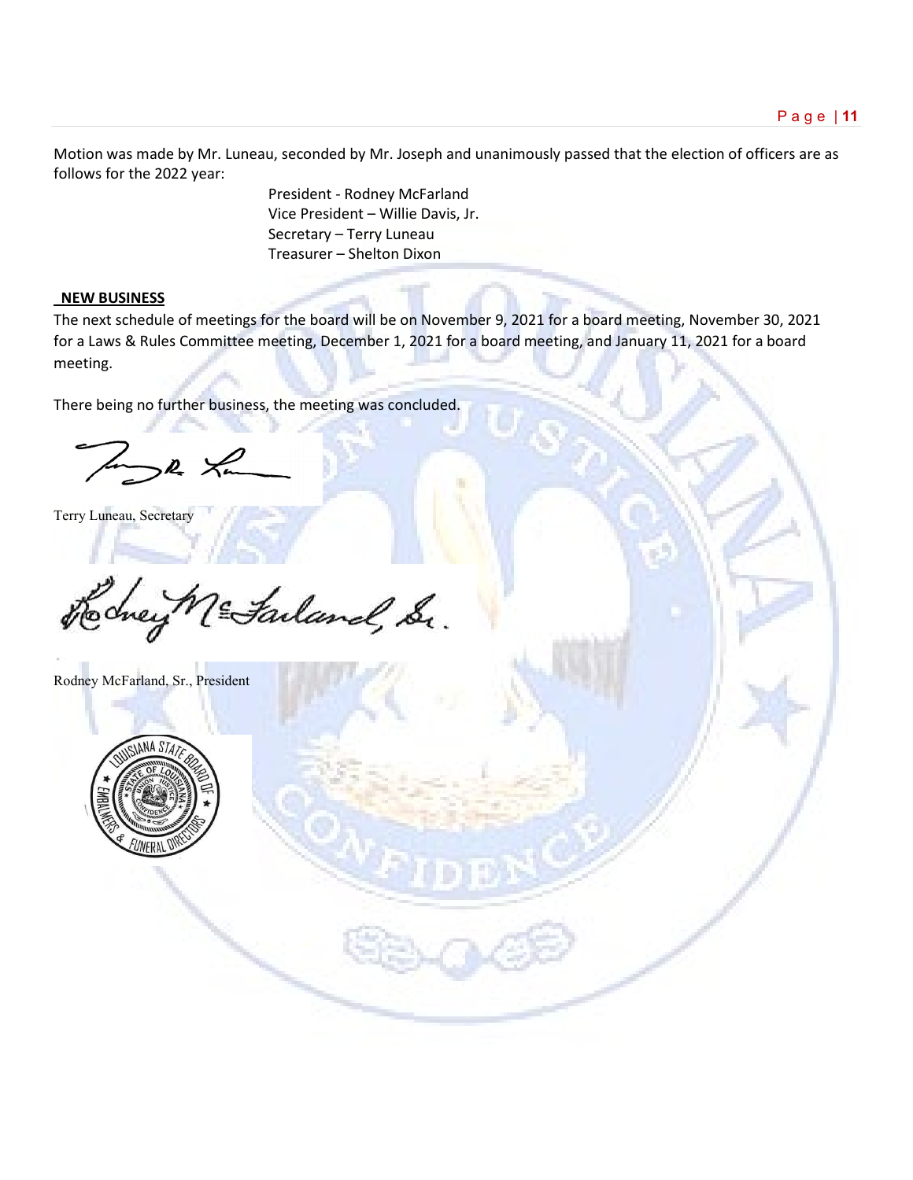Motion was made by Mr. Luneau, seconded by Mr. Joseph and unanimously passed that the election of officers are as follows for the 2022 year:

President - Rodney McFarland
Vice President – Willie Davis, Jr.
Secretary – Terry Luneau
Treasurer – Shelton Dixon

**NEW BUSINESS**

The next schedule of meetings for the board will be on November 9, 2021 for a board meeting, November 30, 2021 for a Laws & Rules Committee meeting, December 1, 2021 for a board meeting, and January 11, 2021 for a board meeting.

There being no further business, the meeting was concluded.

Terry Luneau, Secretary

Rodney McFarland, Sr., President